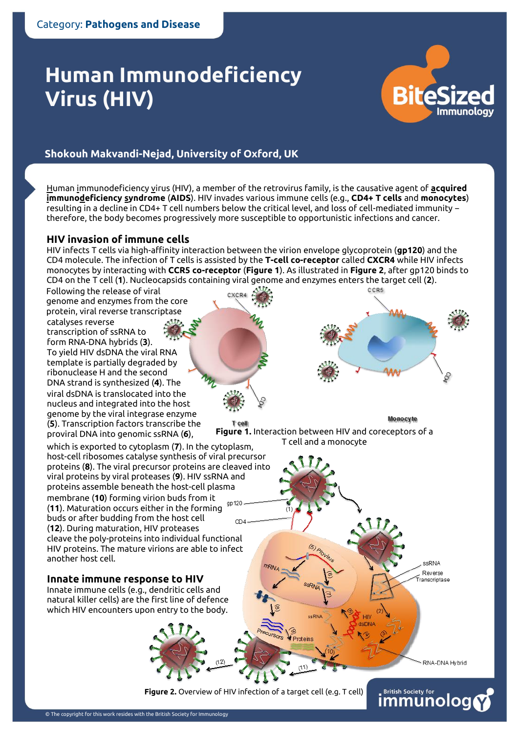Category: **Pathogens and Disease**

# Human Immunodeficiency Virus (HIV)

**Shokouh Makvandi-Nejad, University of Oxford, UK**

Human immunodeficiency virus (HIV), a member of the retrovirus family, is the causative agent of **acquired immunodeficiency syndrome** (**AIDS**). HIV invades various immune cells (e.g., **CD4+ T cells** and **monocytes**) resulting in a decline in CD4+ T cell numbers below the critical level, and loss of cell-mediated immunity – therefore, the body becomes progressively more susceptible to opportunistic infections and cancer.

## HIV invasion of immune cells

HIV infects T cells via high-affinity interaction between the virion envelope glycoprotein (**gp120**) and the CD4 molecule. The infection of T cells is assisted by the **T-cell co-receptor** called **CXCR4** while HIV infects monocytes by interacting with **CCR5 co-receptor** (**Figure 1**). As illustrated in **Figure 2**, after gp120 binds to CD4 on the T cell (**1**). Nucleocapsids containing viral genome and enzymes enters the target cell (**2**). Following the release of viral genome and enzymes from the core protein, viral reverse transcriptase catalyses reverse transcription of ssRNA to form RNA-DNA hybrids (**3**). To yield HIV dsDNA the viral RNA template is partially degraded by ribonuclease H and the second DNA strand is synthesized (**4**). The viral dsDNA is translocated into the nucleus and integrated into the host genome by the viral integrase enzyme (**5**). Transcription factors transcribe the proviral DNA into genomic ssRNA (**6**), which is exported to cytoplasm (**7**). In the cytoplasm, host-cell ribosomes catalyse synthesis of viral precursor proteins (**8**). The viral precursor proteins are cleaved into viral proteins by viral proteases (**9**). HIV ssRNA and proteins assemble beneath the host-cell plasma membrane (**10**) forming virion buds from it (**11**). Maturation occurs either in the forming buds or after budding from the host cell (**12**). During maturation, HIV proteases cleave the poly-proteins into individual functional HIV proteins. The mature virions are able to infect another host cell.

**Figure 1.** Interaction between HIV and coreceptors of a T cell and a monocyte

## Innate immune response to HIV

Innate immune cells (e.g., dendritic cells and natural killer cells) are the first line of defence which HIV encounters upon entry to the body.

**Figure 2.** Overview of HIV infection of a target cell (e.g. T cell)

© The copyright for this work resides with the British Society for Immunology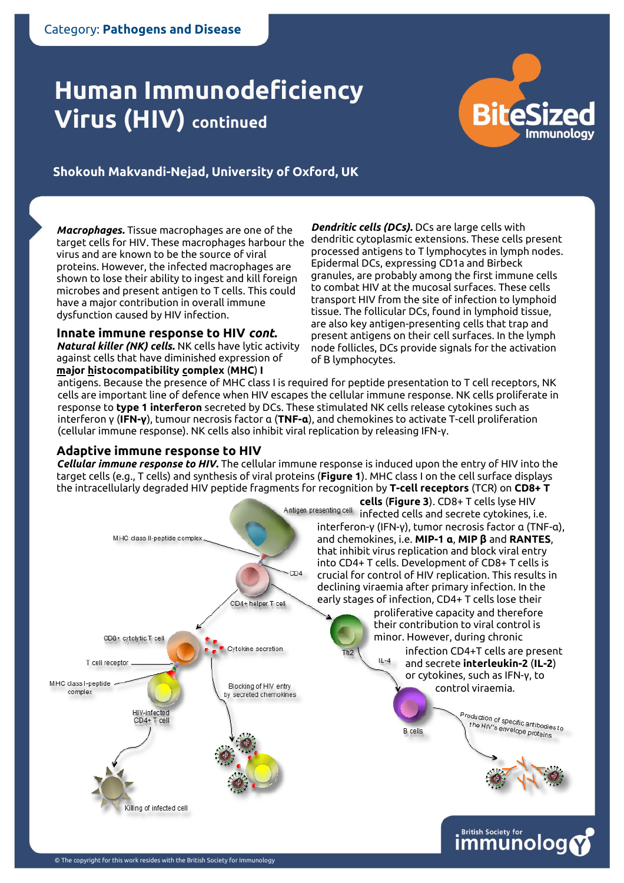Category: **Pathogens and Disease**

# Human Immunodeficiency Virus (HIV) continued

**Shokouh Makvandi-Nejad, University of Oxford, UK**

***Macrophages.*** Tissue macrophages are one of the target cells for HIV. These macrophages harbour the virus and are known to be the source of viral proteins. However, the infected macrophages are shown to lose their ability to ingest and kill foreign microbes and present antigen to T cells. This could have a major contribution in overall immune dysfunction caused by HIV infection.

## Innate immune response to HIV *cont.*

***Natural killer (NK) cells.*** NK cells have lytic activity against cells that have diminished expression of **major histocompatibility complex** (**MHC**) **I** antigens. Because the presence of MHC class I is required for peptide presentation to T cell receptors, NK cells are important line of defence when HIV escapes the cellular immune response. NK cells proliferate in response to **type 1 interferon** secreted by DCs. These stimulated NK cells release cytokines such as interferon γ (**IFN-γ**), tumour necrosis factor α (**TNF-α**), and chemokines to activate T-cell proliferation (cellular immune response). NK cells also inhibit viral replication by releasing IFN-γ.

***Dendritic cells (DCs).*** DCs are large cells with dendritic cytoplasmic extensions. These cells present processed antigens to T lymphocytes in lymph nodes. Epidermal DCs, expressing CD1a and Birbeck granules, are probably among the first immune cells to combat HIV at the mucosal surfaces. These cells transport HIV from the site of infection to lymphoid tissue. The follicular DCs, found in lymphoid tissue, are also key antigen-presenting cells that trap and present antigens on their cell surfaces. In the lymph node follicles, DCs provide signals for the activation of B lymphocytes.

## Adaptive immune response to HIV

***Cellular immune response to HIV.*** The cellular immune response is induced upon the entry of HIV into the target cells (e.g., T cells) and synthesis of viral proteins (**Figure 1**). MHC class I on the cell surface displays the intracellularly degraded HIV peptide fragments for recognition by **T-cell receptors** (TCR) on **CD8+ T cells** (**Figure 3**). CD8+ T cells lyse HIV infected cells and secrete cytokines, i.e. interferon-γ (IFN-γ), tumor necrosis factor α (TNF-α), and chemokines, i.e. **MIP-1 α**, **MIP β** and **RANTES**, that inhibit virus replication and block viral entry into CD4+ T cells. Development of CD8+ T cells is crucial for control of HIV replication. This results in declining viraemia after primary infection. In the early stages of infection, CD4+ T cells lose their proliferative capacity and therefore their contribution to viral control is minor. However, during chronic infection CD4+T cells are present and secrete **interleukin-2** (**IL-2**) or cytokines, such as IFN-γ, to control viraemia.

Antigen presenting cell; MHC class II-peptide complex; CD4; CD4+ helper T cell; CD8+ cytolytic T cell; Cytokine secretion; T cell receptor; MHC class I-peptide complex; HIV-infected CD4+ T cell; Blocking of HIV entry by secreted chemokines; Killing of infected cell; Th2; IL-4; B cells; Production of specific antibodies to the HIV's envelope proteins

© The copyright for this work resides with the British Society for Immunology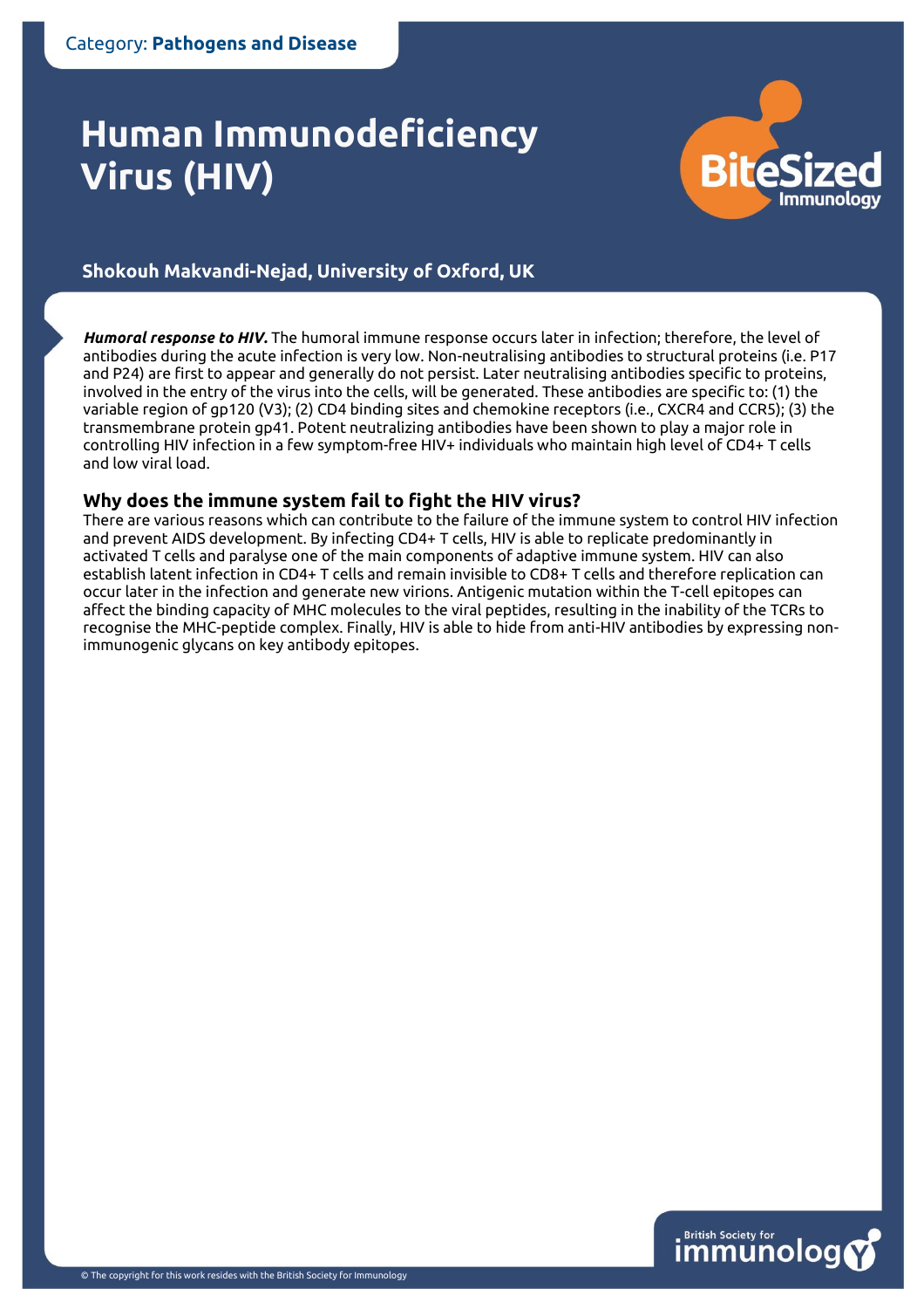***Humoral response to HIV.*** The humoral immune response occurs later in infection; therefore, the level of antibodies during the acute infection is very low. Non-neutralising antibodies to structural proteins (i.e. P17 and P24) are first to appear and generally do not persist. Later neutralising antibodies specific to proteins, involved in the entry of the virus into the cells, will be generated. These antibodies are specific to: (1) the variable region of gp120 (V3); (2) CD4 binding sites and chemokine receptors (i.e., CXCR4 and CCR5); (3) the transmembrane protein gp41. Potent neutralizing antibodies have been shown to play a major role in controlling HIV infection in a few symptom-free HIV+ individuals who maintain high level of CD4+ T cells and low viral load.

### Why does the immune system fail to fight the HIV virus?

There are various reasons which can contribute to the failure of the immune system to control HIV infection and prevent AIDS development. By infecting CD4+ T cells, HIV is able to replicate predominantly in activated T cells and paralyse one of the main components of adaptive immune system. HIV can also establish latent infection in CD4+ T cells and remain invisible to CD8+ T cells and therefore replication can occur later in the infection and generate new virions. Antigenic mutation within the T-cell epitopes can affect the binding capacity of MHC molecules to the viral peptides, resulting in the inability of the TCRs to recognise the MHC-peptide complex. Finally, HIV is able to hide from anti-HIV antibodies by expressing non-immunogenic glycans on key antibody epitopes.